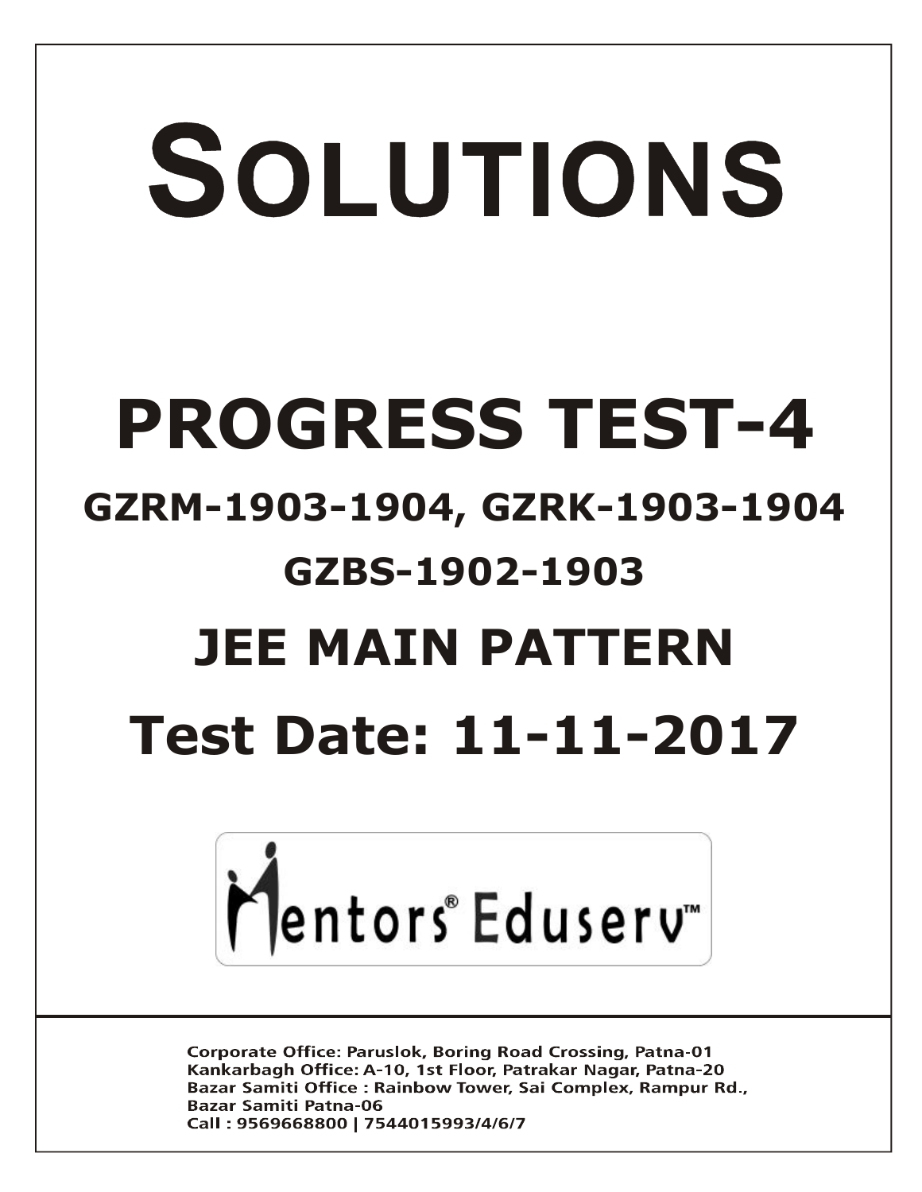# SOLUTIONS

# PROGRESS TEST-4

## GZRM-1903-1904, GZRK-1903-1904

## GZBS-1902-1903

## JEE MAIN PATTERN

## Test Date: 11-11-2017

Mentors® Eduserv™

**Corporate Office: Paruslok, Boring Road Crossing, Patna-01**
**Kankarbagh Office: A-10, 1st Floor, Patrakar Nagar, Patna-20**
**Bazar Samiti Office : Rainbow Tower, Sai Complex, Rampur Rd., Bazar Samiti Patna-06**
**Call : 9569668800 | 7544015993/4/6/7**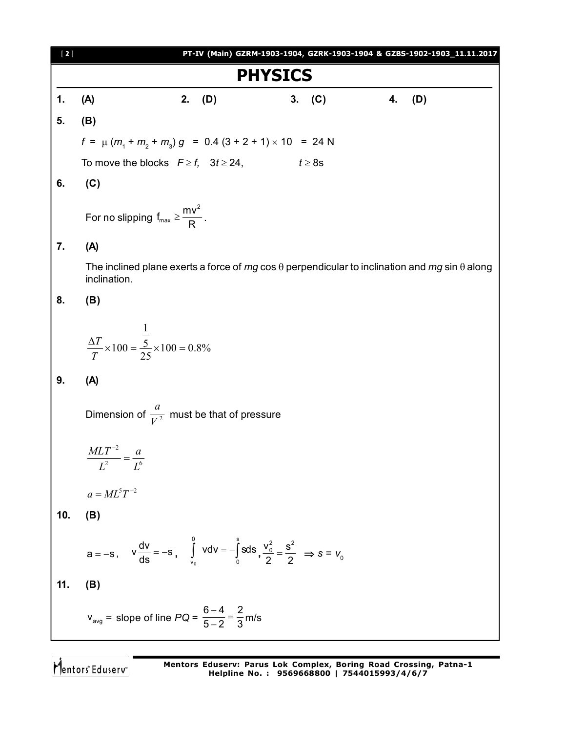# PHYSICS

**1.** **(A)** **2.** **(D)** **3.** **(C)** **4.** **(D)**

**5.** **(B)**

$f = \mu (m_1 + m_2 + m_3) g = 0.4 (3 + 2 + 1) \times 10 = 24$ N

To move the blocks $F \geq f$, $3t \geq 24$, $t \geq 8$s

**6.** **(C)**

For no slipping $f_{max} \geq \frac{mv^2}{R}$.

**7.** **(A)**

The inclined plane exerts a force of $mg \cos \theta$ perpendicular to inclination and $mg \sin \theta$ along inclination.

**8.** **(B)**

$$\frac{\Delta T}{T} \times 100 = \frac{\frac{1}{5}}{25} \times 100 = 0.8\%$$

**9.** **(A)**

Dimension of $\frac{a}{V^2}$ must be that of pressure

$$\frac{MLT^{-2}}{L^2} = \frac{a}{L^6}$$

$$a = ML^5T^{-2}$$

**10.** **(B)**

$a = -s$, $v\frac{dv}{ds} = -s$, $\int_{v_0}^{0} vdv = -\int_{0}^{s} sds$, $\frac{v_0^2}{2} = \frac{s^2}{2}$ $\Rightarrow s = v_0$

**11.** **(B)**

$v_{avg} =$ slope of line $PQ$ = $\frac{6-4}{5-2} = \frac{2}{3}$ m/s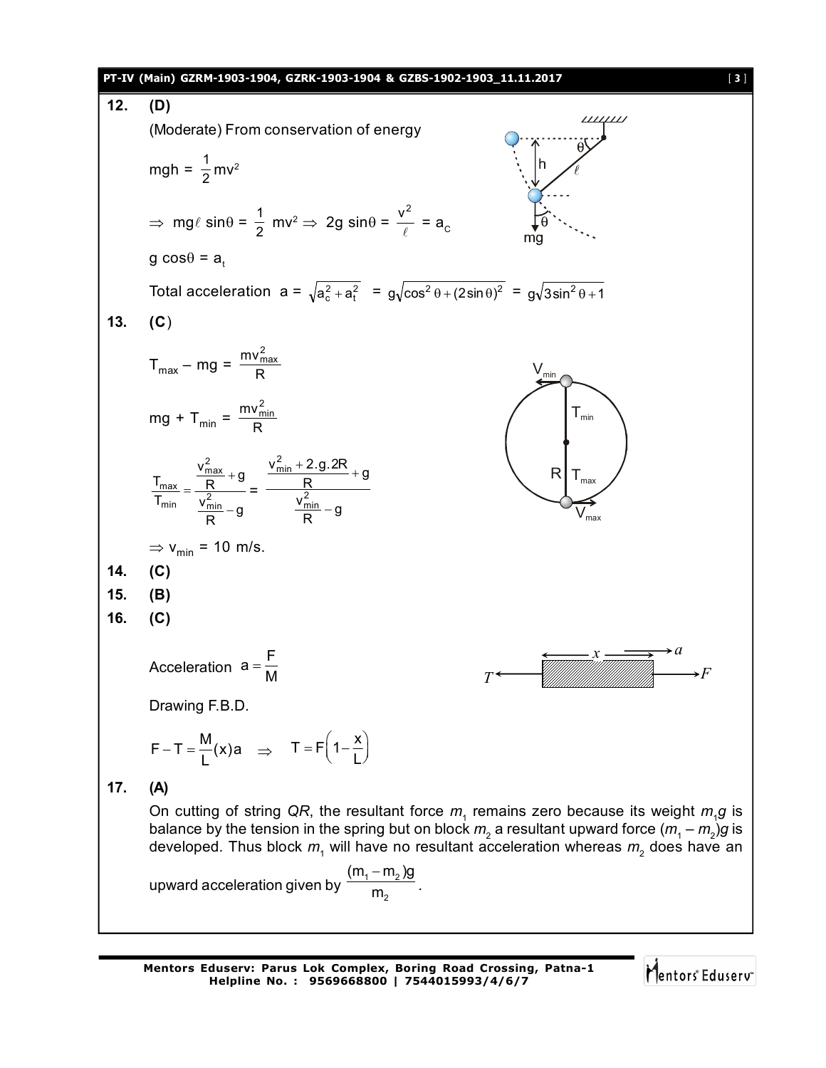**12. (D)**

(Moderate) From conservation of energy

$$mgh = \frac{1}{2}mv^2$$

$$\Rightarrow \; mg\ell \sin\theta = \frac{1}{2} mv^2 \Rightarrow 2g \sin\theta = \frac{v^2}{\ell} = a_C$$

$$g \cos\theta = a_t$$

Total acceleration $a = \sqrt{a_c^2 + a_t^2} = g\sqrt{\cos^2\theta + (2\sin\theta)^2} = g\sqrt{3\sin^2\theta + 1}$

**13. (C)**

$$T_{max} - mg = \frac{mv_{max}^2}{R}$$

$$mg + T_{min} = \frac{mv_{min}^2}{R}$$

$$\frac{T_{max}}{T_{min}} = \frac{\frac{v_{max}^2}{R} + g}{\frac{v_{min}^2}{R} - g} = \frac{\frac{v_{min}^2 + 2.g.2R}{R} + g}{\frac{v_{min}^2}{R} - g}$$

$\Rightarrow v_{min} = 10$ m/s.

**14. (C)**

**15. (B)**

**16. (C)**

Acceleration $a = \frac{F}{M}$

Drawing F.B.D.

$$F - T = \frac{M}{L}(x)a \quad \Rightarrow \quad T = F\left(1 - \frac{x}{L}\right)$$

**17. (A)**

On cutting of string *QR*, the resultant force $m_1$ remains zero because its weight $m_1g$ is balance by the tension in the spring but on block $m_2$ a resultant upward force $(m_1 - m_2)g$ is developed. Thus block $m_1$ will have no resultant acceleration whereas $m_2$ does have an upward acceleration given by $\frac{(m_1 - m_2)g}{m_2}$.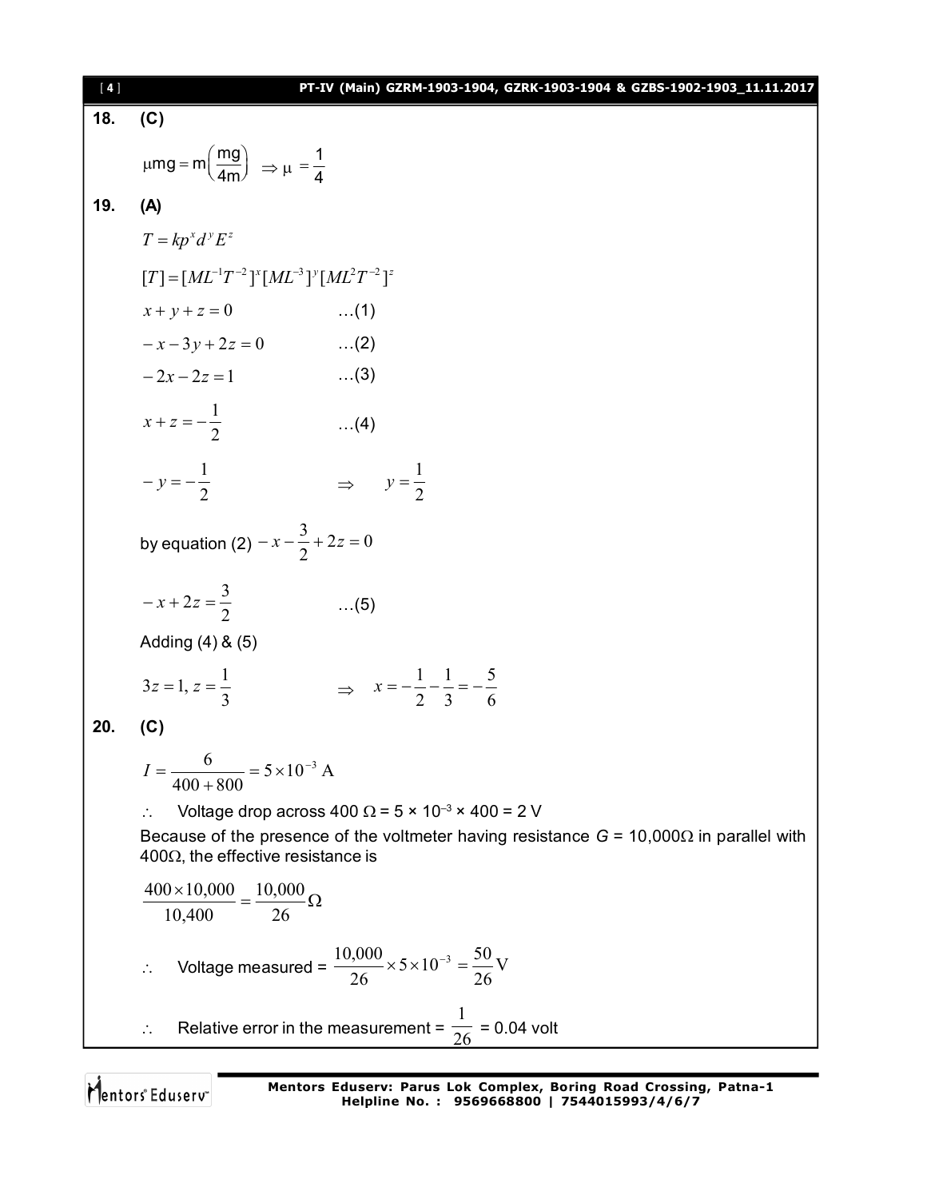**18.** **(C)**

$$\mu mg = m\left(\frac{mg}{4m}\right) \Rightarrow \mu = \frac{1}{4}$$

**19.** **(A)**

$$T = kp^x d^y E^z$$

$$[T] = [ML^{-1}T^{-2}]^x [ML^{-3}]^y [ML^2T^{-2}]^z$$

$$x + y + z = 0 \qquad \ldots(1)$$

$$-x - 3y + 2z = 0 \qquad \ldots(2)$$

$$-2x - 2z = 1 \qquad \ldots(3)$$

$$x + z = -\frac{1}{2} \qquad \ldots(4)$$

$$-y = -\frac{1}{2} \qquad \Rightarrow \qquad y = \frac{1}{2}$$

by equation (2) $-x - \frac{3}{2} + 2z = 0$

$$-x + 2z = \frac{3}{2} \qquad \ldots(5)$$

Adding (4) & (5)

$$3z = 1, \, z = \frac{1}{3} \qquad \Rightarrow \qquad x = -\frac{1}{2} - \frac{1}{3} = -\frac{5}{6}$$

**20.** **(C)**

$$I = \frac{6}{400 + 800} = 5 \times 10^{-3} \text{ A}$$

$\therefore$ Voltage drop across 400 $\Omega$ = $5 \times 10^{-3} \times 400$ = 2 V

Because of the presence of the voltmeter having resistance $G$ = 10,000$\Omega$ in parallel with 400$\Omega$, the effective resistance is

$$\frac{400 \times 10{,}000}{10{,}400} = \frac{10{,}000}{26}\Omega$$

$\therefore$ Voltage measured = $\frac{10{,}000}{26} \times 5 \times 10^{-3} = \frac{50}{26}\text{V}$

$\therefore$ Relative error in the measurement = $\frac{1}{26}$ = 0.04 volt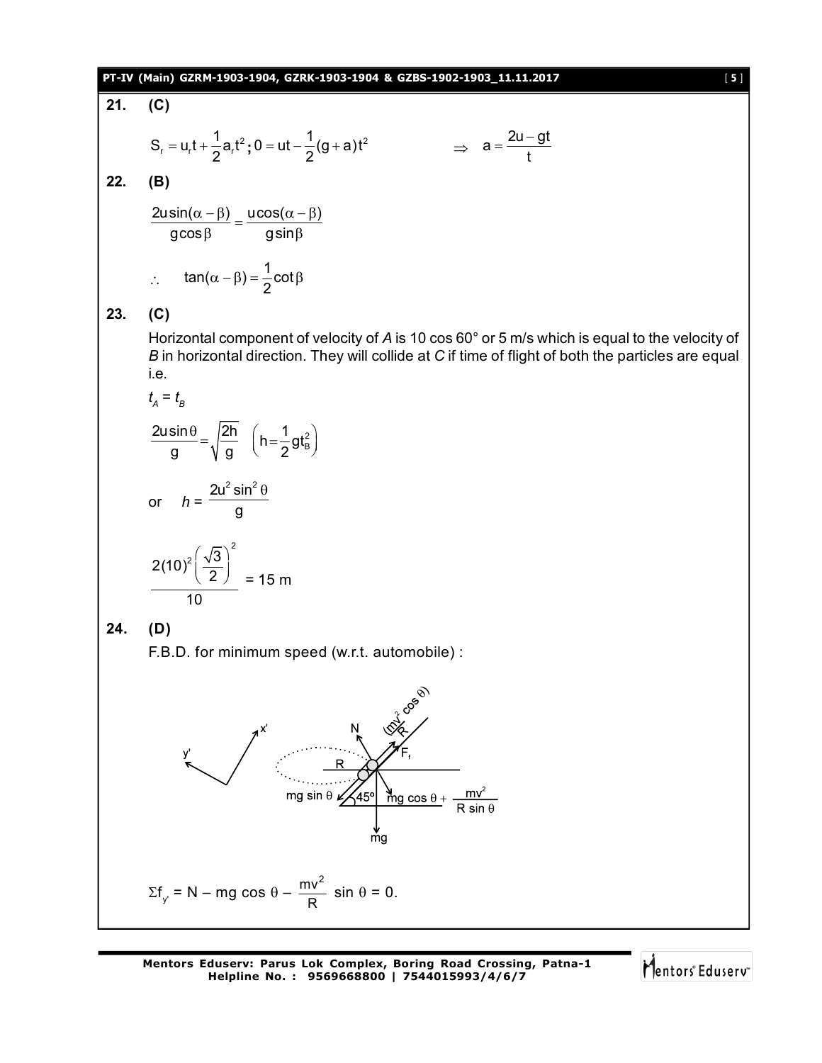**21. (C)**

$$S_r = u_r t + \frac{1}{2}a_r t^2 \,;\, 0 = ut - \frac{1}{2}(g+a)t^2 \qquad \Rightarrow \quad a = \frac{2u - gt}{t}$$

**22. (B)**

$$\frac{2u\sin(\alpha-\beta)}{g\cos\beta} = \frac{u\cos(\alpha-\beta)}{g\sin\beta}$$

$$\therefore \quad \tan(\alpha-\beta) = \frac{1}{2}\cot\beta$$

**23. (C)**

Horizontal component of velocity of *A* is 10 cos 60° or 5 m/s which is equal to the velocity of *B* in horizontal direction. They will collide at *C* if time of flight of both the particles are equal i.e.

$t_A = t_B$

$$\frac{2u\sin\theta}{g} = \sqrt{\frac{2h}{g}} \quad \left(h = \frac{1}{2}gt_B^2\right)$$

or $\quad h = \dfrac{2u^2\sin^2\theta}{g}$

$$\frac{2(10)^2\left(\frac{\sqrt{3}}{2}\right)^2}{10} = 15 \text{ m}$$

**24. (D)**

F.B.D. for minimum speed (w.r.t. automobile) :

$$\Sigma f_{y'} = N - mg\cos\theta - \frac{mv^2}{R}\sin\theta = 0.$$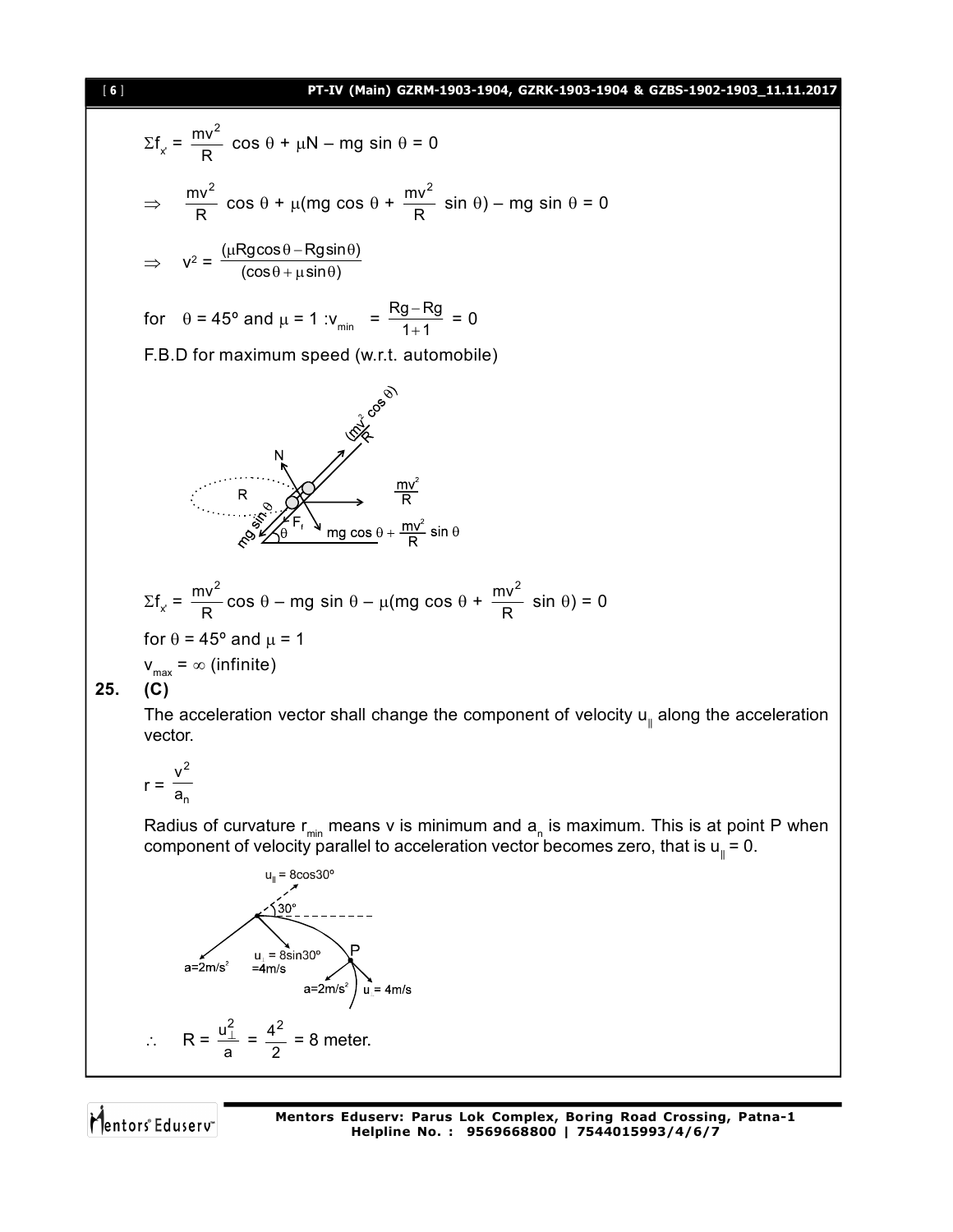$$\Sigma f_{x'} = \frac{mv^2}{R}\cos\theta + \mu N - mg\sin\theta = 0$$

$$\Rightarrow \quad \frac{mv^2}{R}\cos\theta + \mu\left(mg\cos\theta + \frac{mv^2}{R}\sin\theta\right) - mg\sin\theta = 0$$

$$\Rightarrow \quad v^2 = \frac{(\mu Rg\cos\theta - Rg\sin\theta)}{(\cos\theta + \mu\sin\theta)}$$

for $\theta = 45^\circ$ and $\mu = 1$ : $v_{min} = \frac{Rg - Rg}{1+1} = 0$

F.B.D for maximum speed (w.r.t. automobile)

$$\Sigma f_{x'} = \frac{mv^2}{R}\cos\theta - mg\sin\theta - \mu\left(mg\cos\theta + \frac{mv^2}{R}\sin\theta\right) = 0$$

for $\theta = 45^\circ$ and $\mu = 1$

$v_{max} = \infty$ (infinite)

**25. (C)**

The acceleration vector shall change the component of velocity $u_{\parallel}$ along the acceleration vector.

$$r = \frac{v^2}{a_n}$$

Radius of curvature $r_{min}$ means v is minimum and $a_n$ is maximum. This is at point P when component of velocity parallel to acceleration vector becomes zero, that is $u_{\parallel} = 0$.

$$\therefore \quad R = \frac{u_{\perp}^2}{a} = \frac{4^2}{2} = 8 \text{ meter.}$$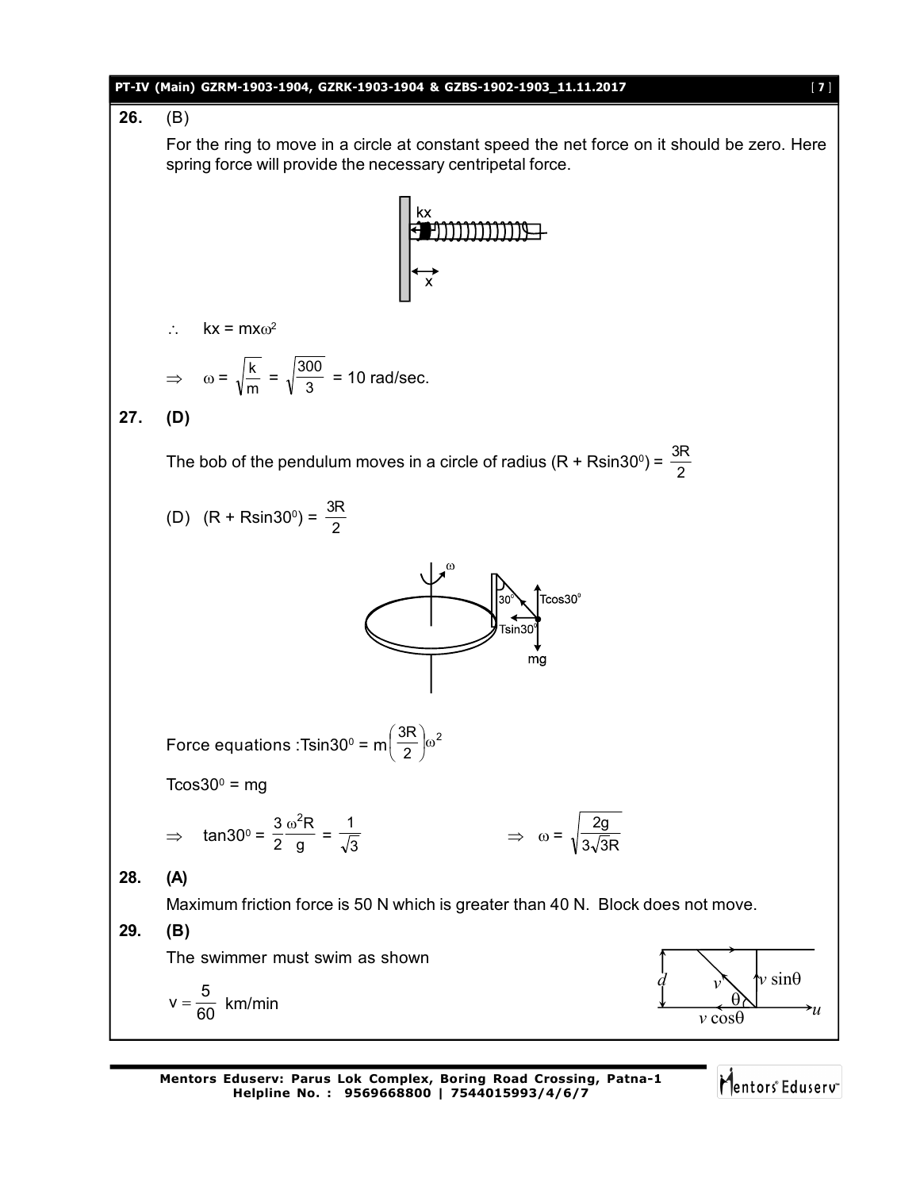**26.** (B)

For the ring to move in a circle at constant speed the net force on it should be zero. Here spring force will provide the necessary centripetal force.

$\therefore \quad kx = mx\omega^2$

$$\Rightarrow \quad \omega = \sqrt{\frac{k}{m}} = \sqrt{\frac{300}{3}} = 10 \text{ rad/sec.}$$

**27.** **(D)**

The bob of the pendulum moves in a circle of radius $(R + R\sin30^0) = \frac{3R}{2}$

(D) $(R + R\sin30^0) = \frac{3R}{2}$

Force equations : $T\sin30^0 = m\left(\frac{3R}{2}\right)\omega^2$

$T\cos30^0 = mg$

$$\Rightarrow \quad \tan30^0 = \frac{3}{2}\frac{\omega^2 R}{g} = \frac{1}{\sqrt{3}} \qquad \Rightarrow \quad \omega = \sqrt{\frac{2g}{3\sqrt{3}R}}$$

**28.** **(A)**

Maximum friction force is 50 N which is greater than 40 N. Block does not move.

**29.** **(B)**

The swimmer must swim as shown

$v = \frac{5}{60}$ km/min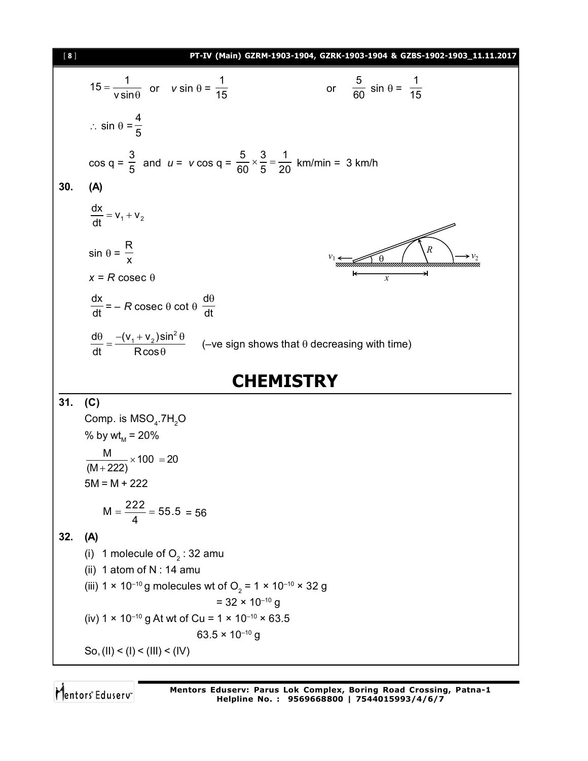$15 = \frac{1}{v \sin\theta}$ or $v \sin \theta = \frac{1}{15}$ or $\frac{5}{60} \sin \theta = \frac{1}{15}$

$\therefore \sin \theta = \frac{4}{5}$

$\cos q = \frac{3}{5}$ and $u = v \cos q = \frac{5}{60} \times \frac{3}{5} = \frac{1}{20}$ km/min = 3 km/h

**30. (A)**

$\frac{dx}{dt} = v_1 + v_2$

$\sin \theta = \frac{R}{x}$

$x = R \operatorname{cosec} \theta$

$\frac{dx}{dt} = -R \operatorname{cosec} \theta \cot \theta \frac{d\theta}{dt}$

$\frac{d\theta}{dt} = \frac{-(v_1 + v_2)\sin^2 \theta}{R\cos\theta}$ (–ve sign shows that $\theta$ decreasing with time)

# CHEMISTRY

**31. (C)**

Comp. is $MSO_4.7H_2O$

% by $wt_M$ = 20%

$\frac{M}{(M+222)} \times 100 = 20$

$5M = M + 222$

$M = \frac{222}{4} = 55.5 = 56$

**32. (A)**

(i) 1 molecule of $O_2$ : 32 amu

(ii) 1 atom of N : 14 amu

(iii) $1 \times 10^{-10}$ g molecules wt of $O_2 = 1 \times 10^{-10} \times 32$ g

$= 32 \times 10^{-10}$ g

(iv) $1 \times 10^{-10}$ g At wt of Cu $= 1 \times 10^{-10} \times 63.5$

$63.5 \times 10^{-10}$ g

So, (II) < (I) < (III) < (IV)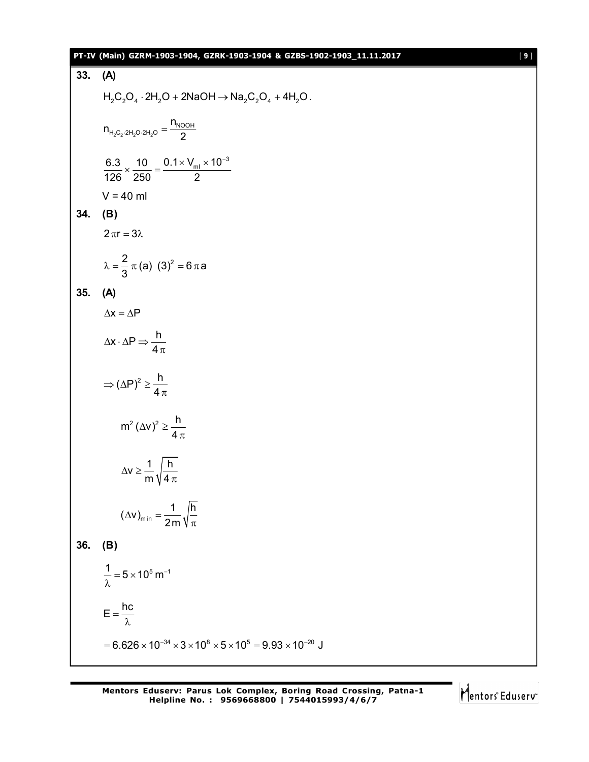**33. (A)**

$$H_2C_2O_4 \cdot 2H_2O + 2NaOH \rightarrow Na_2C_2O_4 + 4H_2O.$$

$$n_{H_2C_2 \cdot 2H_2O \cdot 2H_2O} = \frac{n_{NOOH}}{2}$$

$$\frac{6.3}{126} \times \frac{10}{250} = \frac{0.1 \times V_{ml} \times 10^{-3}}{2}$$

V = 40 ml

**34. (B)**

$$2\pi r = 3\lambda$$

$$\lambda = \frac{2}{3}\pi (a)\ (3)^2 = 6\pi a$$

**35. (A)**

$$\Delta x = \Delta P$$

$$\Delta x \cdot \Delta P \Rightarrow \frac{h}{4\pi}$$

$$\Rightarrow (\Delta P)^2 \geq \frac{h}{4\pi}$$

$$m^2 (\Delta v)^2 \geq \frac{h}{4\pi}$$

$$\Delta v \geq \frac{1}{m}\sqrt{\frac{h}{4\pi}}$$

$$(\Delta v)_{min} = \frac{1}{2m}\sqrt{\frac{h}{\pi}}$$

**36. (B)**

$$\frac{1}{\lambda} = 5 \times 10^5\ m^{-1}$$

$$E = \frac{hc}{\lambda}$$

$$= 6.626 \times 10^{-34} \times 3 \times 10^8 \times 5 \times 10^5 = 9.93 \times 10^{-20}\ J$$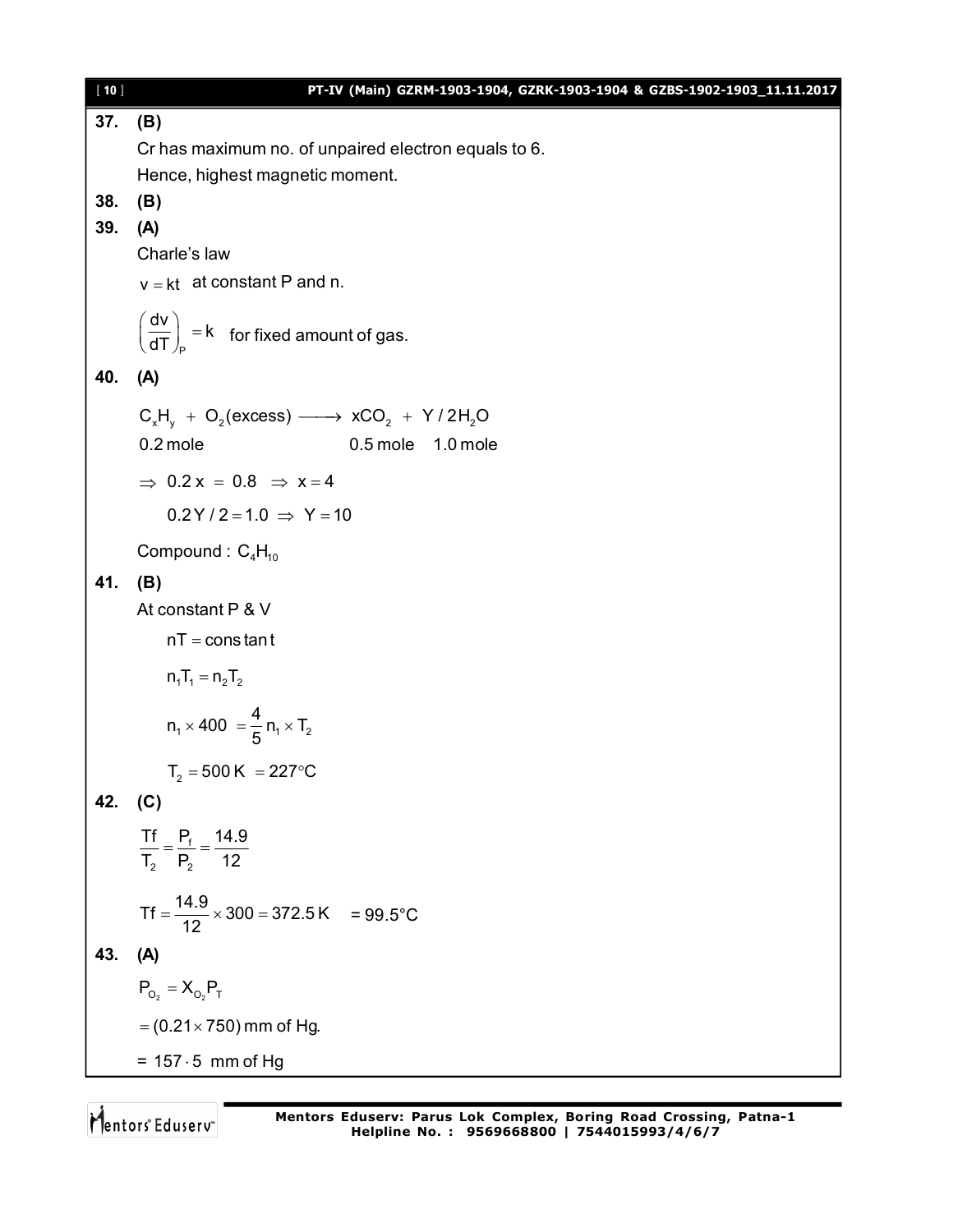**37. (B)**

Cr has maximum no. of unpaired electron equals to 6.

Hence, highest magnetic moment.

**38. (B)**

**39. (A)**

Charle's law

$v = kt$ at constant P and n.

$\left(\frac{dv}{dT}\right)_P = k$ for fixed amount of gas.

**40. (A)**

$$C_xH_y + O_2(\text{excess}) \longrightarrow xCO_2 + Y/2H_2O$$

0.2 mole &nbsp;&nbsp;&nbsp;&nbsp;&nbsp;&nbsp;&nbsp;&nbsp;&nbsp;&nbsp;&nbsp;&nbsp;&nbsp;&nbsp;&nbsp;&nbsp;&nbsp;&nbsp;&nbsp;&nbsp; 0.5 mole &nbsp;&nbsp; 1.0 mole

$\Rightarrow 0.2x = 0.8 \Rightarrow x = 4$

$0.2Y/2 = 1.0 \Rightarrow Y = 10$

Compound : $C_4H_{10}$

**41. (B)**

At constant P & V

$nT = \text{constant}$

$n_1T_1 = n_2T_2$

$n_1 \times 400 = \frac{4}{5}n_1 \times T_2$

$T_2 = 500\,K = 227°C$

**42. (C)**

$\frac{Tf}{T_2} = \frac{P_f}{P_2} = \frac{14.9}{12}$

$Tf = \frac{14.9}{12} \times 300 = 372.5\,K$ = 99.5°C

**43. (A)**

$P_{O_2} = X_{O_2}P_T$

$= (0.21 \times 750)$ mm of Hg.

= $157 \cdot 5$ mm of Hg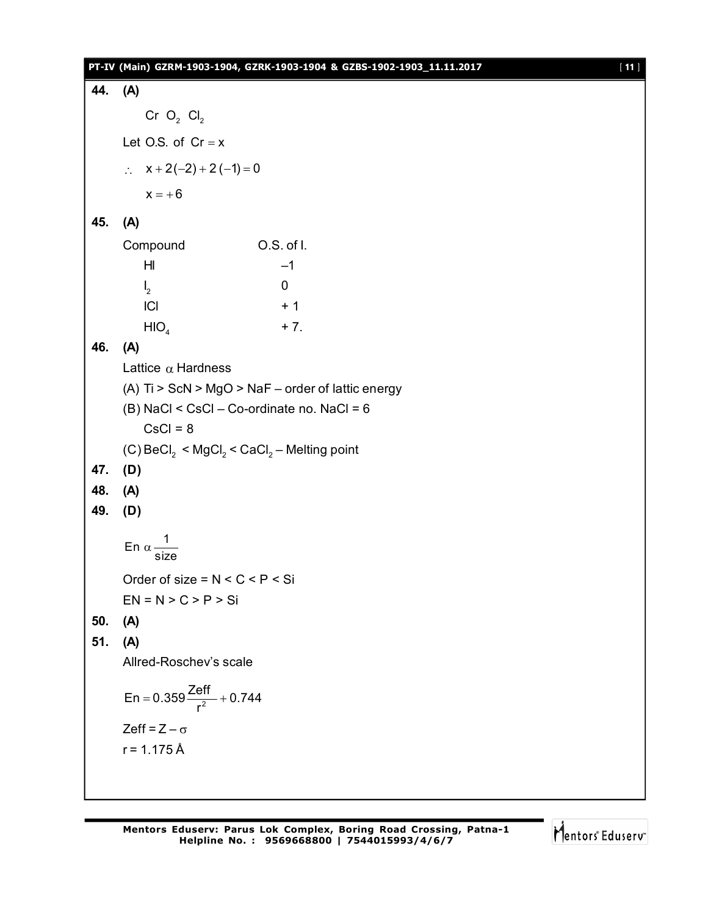**44. (A)**

$Cr\ O_2\ Cl_2$

Let O.S. of $Cr = x$

$\therefore\ x + 2(-2) + 2(-1) = 0$

$x = +6$

**45. (A)**

| Compound | O.S. of I. |
|---|---|
| HI | –1 |
| $I_2$ | 0 |
| ICl | + 1 |
| $HIO_4$ | + 7. |

**46. (A)**

Lattice $\alpha$ Hardness

(A) Ti > ScN > MgO > NaF – order of lattic energy

(B) NaCl < CsCl – Co-ordinate no. NaCl = 6

CsCl = 8

(C) $BeCl_2$ < $MgCl_2$ < $CaCl_2$ – Melting point

**47. (D)**

**48. (A)**

**49. (D)**

$$En\ \alpha \frac{1}{size}$$

Order of size = N < C < P < Si

EN = N > C > P > Si

**50. (A)**

**51. (A)**

Allred-Roschev's scale

$$En = 0.359\frac{Zeff}{r^2} + 0.744$$

$Zeff = Z - \sigma$

r = 1.175 Å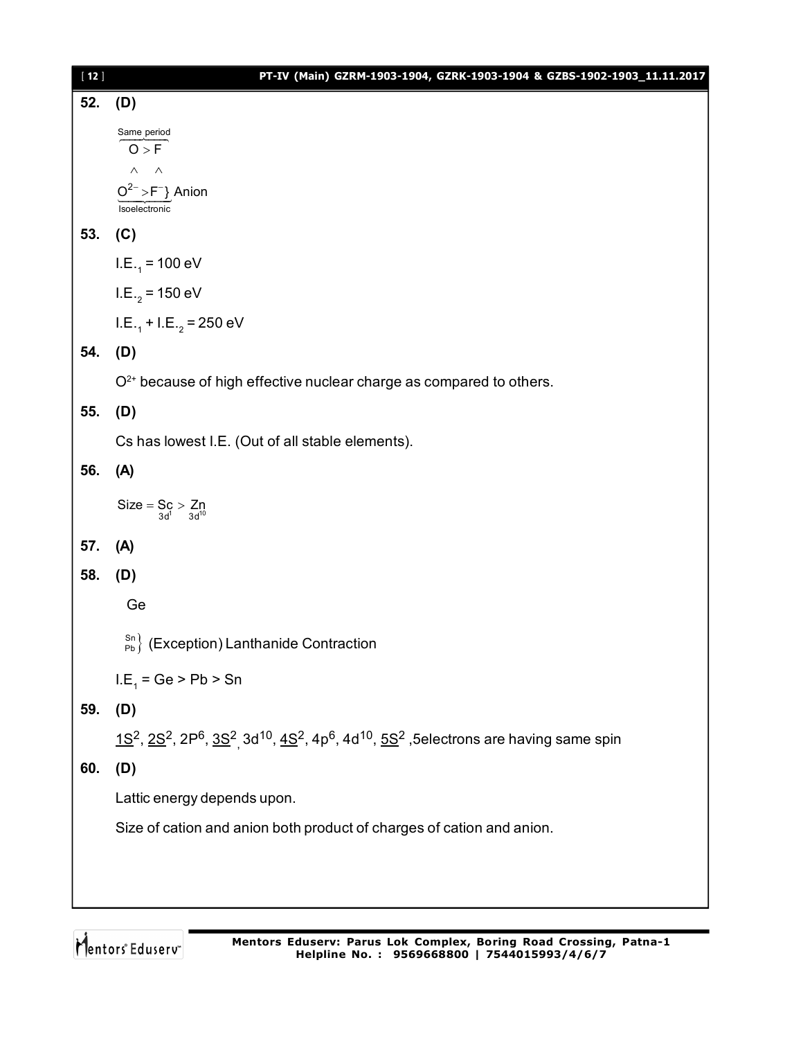**52. (D)**

$$\overbrace{O > F}^{\text{Same period}}$$
$$\wedge \quad \wedge$$
$$\underbrace{O^{2-} > F^{-}}_{\text{Isoelectronic}} \} \text{ Anion}$$

**53. (C)**

$I.E._1 = 100$ eV

$I.E._2 = 150$ eV

$I.E._1 + I.E._2 = 250$ eV

**54. (D)**

$O^{2+}$ because of high effective nuclear charge as compared to others.

**55. (D)**

Cs has lowest I.E. (Out of all stable elements).

**56. (A)**

$$\text{Size} = \underset{3d^1}{Sc} > \underset{3d^{10}}{Zn}$$

**57. (A)**

**58. (D)**

Ge

$\left.\begin{matrix} Sn \\ Pb \end{matrix}\right\}$ (Exception) Lanthanide Contraction

$I.E_1 = Ge > Pb > Sn$

**59. (D)**

$\underline{1S^2}$, $\underline{2S^2}$, $2P^6$, $\underline{3S^2}$, $3d^{10}$, $\underline{4S^2}$, $4p^6$, $4d^{10}$, $\underline{5S^2}$ ,5electrons are having same spin

**60. (D)**

Lattic energy depends upon.

Size of cation and anion both product of charges of cation and anion.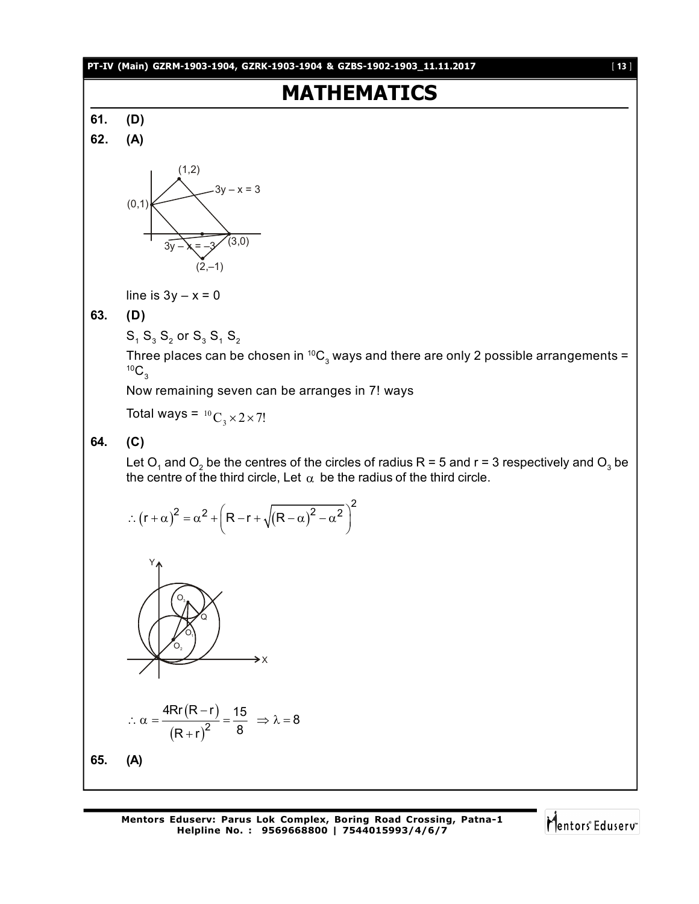# MATHEMATICS

**61.** **(D)**

**62.** **(A)**

line is $3y - x = 0$

**63.** **(D)**

$S_1\ S_3\ S_2$ or $S_3\ S_1\ S_2$

Three places can be chosen in ${}^{10}C_3$ ways and there are only 2 possible arrangements = ${}^{10}C_3$

Now remaining seven can be arranges in 7! ways

Total ways = ${}^{10}C_3 \times 2 \times 7!$

**64.** **(C)**

Let $O_1$ and $O_2$ be the centres of the circles of radius R = 5 and r = 3 respectively and $O_3$ be the centre of the third circle, Let $\alpha$ be the radius of the third circle.

$$\therefore (r+\alpha)^2 = \alpha^2 + \left(R - r + \sqrt{(R-\alpha)^2 - \alpha^2}\right)^2$$

$$\therefore \alpha = \frac{4Rr(R-r)}{(R+r)^2} = \frac{15}{8} \quad \Rightarrow \lambda = 8$$

**65.** **(A)**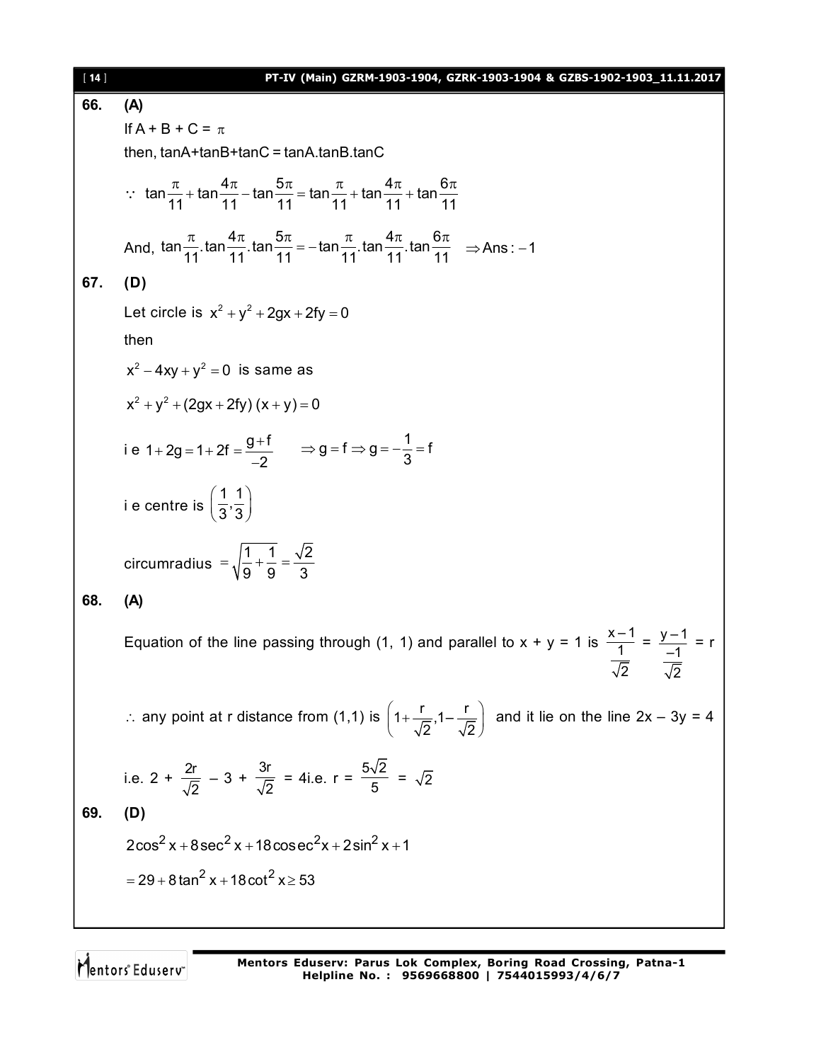**66. (A)**

If A + B + C = $\pi$

then, tanA+tanB+tanC = tanA.tanB.tanC

$\because\ \tan\frac{\pi}{11}+\tan\frac{4\pi}{11}-\tan\frac{5\pi}{11}=\tan\frac{\pi}{11}+\tan\frac{4\pi}{11}+\tan\frac{6\pi}{11}$

And, $\tan\frac{\pi}{11}.\tan\frac{4\pi}{11}.\tan\frac{5\pi}{11}=-\tan\frac{\pi}{11}.\tan\frac{4\pi}{11}.\tan\frac{6\pi}{11}\quad\Rightarrow \text{Ans}:-1$

**67. (D)**

Let circle is $x^2+y^2+2gx+2fy=0$

then

$x^2-4xy+y^2=0$ is same as

$x^2+y^2+(2gx+2fy)(x+y)=0$

i e $1+2g=1+2f=\frac{g+f}{-2}\quad\Rightarrow g=f\Rightarrow g=-\frac{1}{3}=f$

i e centre is $\left(\frac{1}{3},\frac{1}{3}\right)$

circumradius $=\sqrt{\frac{1}{9}+\frac{1}{9}}=\frac{\sqrt{2}}{3}$

**68. (A)**

Equation of the line passing through (1, 1) and parallel to x + y = 1 is $\frac{x-1}{\frac{1}{\sqrt{2}}}=\frac{y-1}{\frac{-1}{\sqrt{2}}}=r$

$\therefore$ any point at r distance from (1,1) is $\left(1+\frac{r}{\sqrt{2}},1-\frac{r}{\sqrt{2}}\right)$ and it lie on the line 2x – 3y = 4

i.e. $2+\frac{2r}{\sqrt{2}}-3+\frac{3r}{\sqrt{2}}=4$ i.e. $r=\frac{5\sqrt{2}}{5}=\sqrt{2}$

**69. (D)**

$2\cos^2x+8\sec^2x+18\operatorname{cosec}^2x+2\sin^2x+1$

$=29+8\tan^2x+18\cot^2x\geq 53$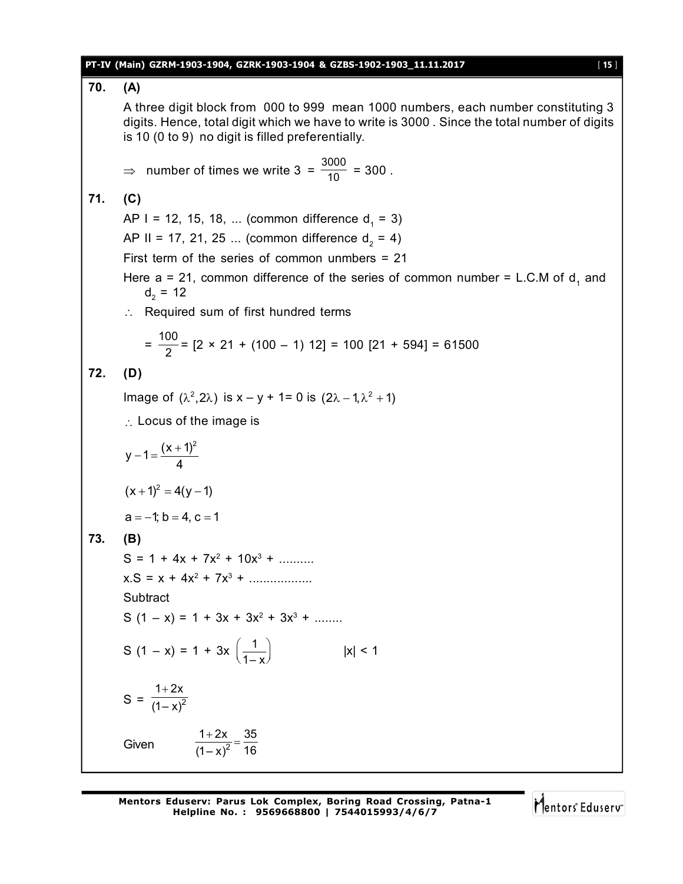**70. (A)**

A three digit block from 000 to 999 mean 1000 numbers, each number constituting 3 digits. Hence, total digit which we have to write is 3000 . Since the total number of digits is 10 (0 to 9) no digit is filled preferentially.

$\Rightarrow$ number of times we write 3 = $\frac{3000}{10}$ = 300 .

**71. (C)**

AP I = 12, 15, 18, ... (common difference $d_1$ = 3)

AP II = 17, 21, 25 ... (common difference $d_2$ = 4)

First term of the series of common unmbers = 21

Here a = 21, common difference of the series of common number = L.C.M of $d_1$ and $d_2$ = 12

$\therefore$ Required sum of first hundred terms

$$= \frac{100}{2} = [2 \times 21 + (100 - 1)\ 12] = 100\ [21 + 594] = 61500$$

**72. (D)**

Image of $(\lambda^2, 2\lambda)$ is x – y + 1= 0 is $(2\lambda - 1, \lambda^2 + 1)$

$\therefore$ Locus of the image is

$$y - 1 = \frac{(x+1)^2}{4}$$

$$(x+1)^2 = 4(y-1)$$

$$a = -1; b = 4, c = 1$$

**73. (B)**

$S = 1 + 4x + 7x^2 + 10x^3 + ..........$

$x.S = x + 4x^2 + 7x^3 + ..................$

Subtract

$S(1 - x) = 1 + 3x + 3x^2 + 3x^3 + ........$

$S(1 - x) = 1 + 3x \left(\frac{1}{1-x}\right) \qquad |x| < 1$

$$S = \frac{1+2x}{(1-x)^2}$$

Given $\quad \frac{1+2x}{(1-x)^2} = \frac{35}{16}$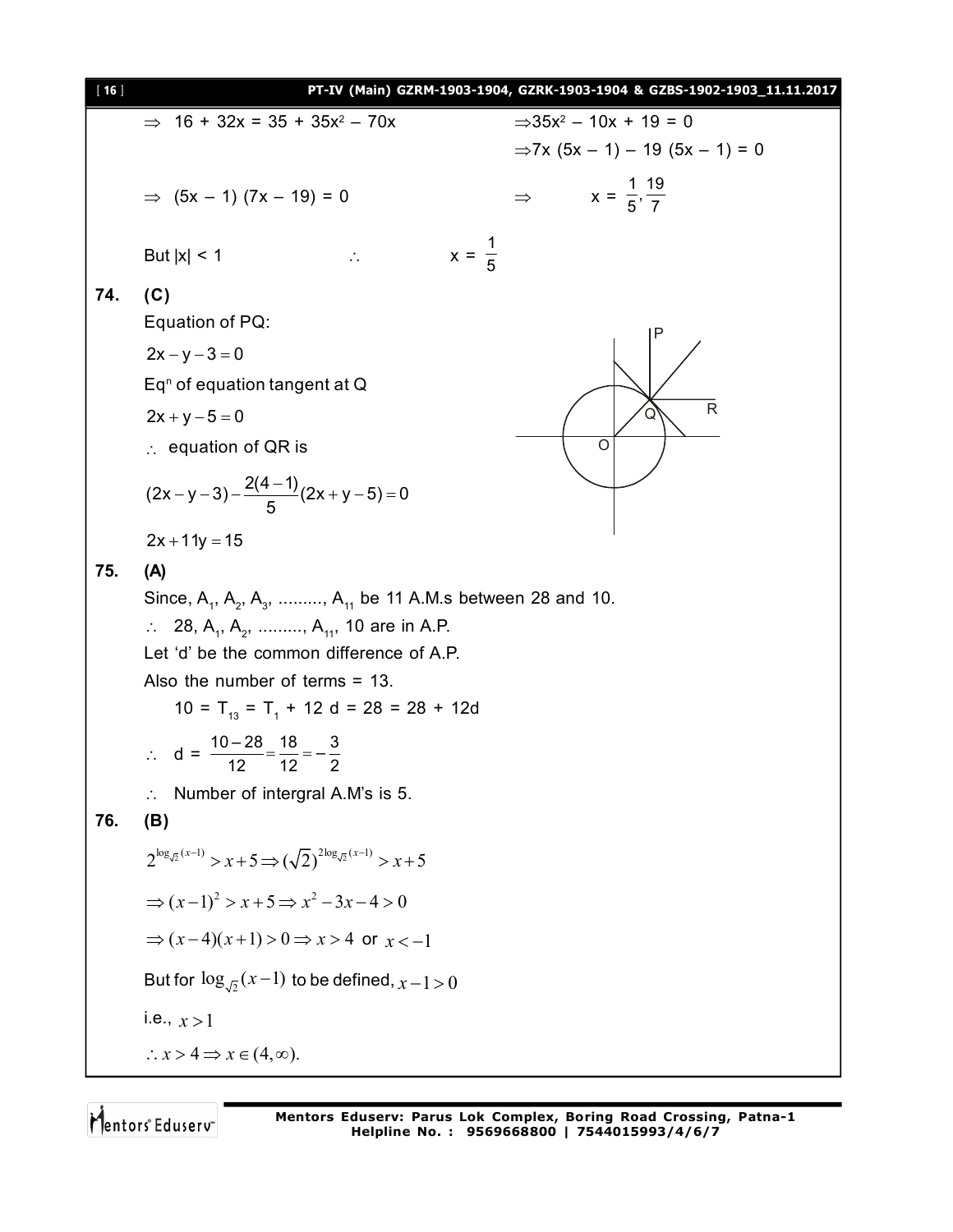$\Rightarrow$ 16 + 32x = 35 + 35x² – 70x

$\Rightarrow 35x^2 - 10x + 19 = 0$

$\Rightarrow 7x(5x - 1) - 19(5x - 1) = 0$

$\Rightarrow (5x - 1)(7x - 19) = 0 \qquad \Rightarrow \qquad x = \frac{1}{5}, \frac{19}{7}$

But $|x| < 1 \qquad \therefore \qquad x = \frac{1}{5}$

**74. (C)**

Equation of PQ:

$2x - y - 3 = 0$

Eq$^n$ of equation tangent at Q

$2x + y - 5 = 0$

$\therefore$ equation of QR is

$$(2x - y - 3) - \frac{2(4-1)}{5}(2x + y - 5) = 0$$

$2x + 11y = 15$

**75. (A)**

Since, $A_1, A_2, A_3, \ldots\ldots\ldots, A_{11}$ be 11 A.M.s between 28 and 10.

$\therefore$ 28, $A_1, A_2, \ldots\ldots\ldots, A_{11}$, 10 are in A.P.

Let 'd' be the common difference of A.P.

Also the number of terms = 13.

$10 = T_{13} = T_1 + 12d = 28 = 28 + 12d$

$\therefore \; d = \frac{10-28}{12} = \frac{18}{12} = -\frac{3}{2}$

$\therefore$ Number of intergral A.M's is 5.

**76. (B)**

$2^{\log_{\sqrt{2}}(x-1)} > x + 5 \Rightarrow (\sqrt{2})^{2\log_{\sqrt{2}}(x-1)} > x + 5$

$\Rightarrow (x-1)^2 > x + 5 \Rightarrow x^2 - 3x - 4 > 0$

$\Rightarrow (x-4)(x+1) > 0 \Rightarrow x > 4$ or $x < -1$

But for $\log_{\sqrt{2}}(x-1)$ to be defined, $x - 1 > 0$

i.e., $x > 1$

$\therefore x > 4 \Rightarrow x \in (4, \infty)$.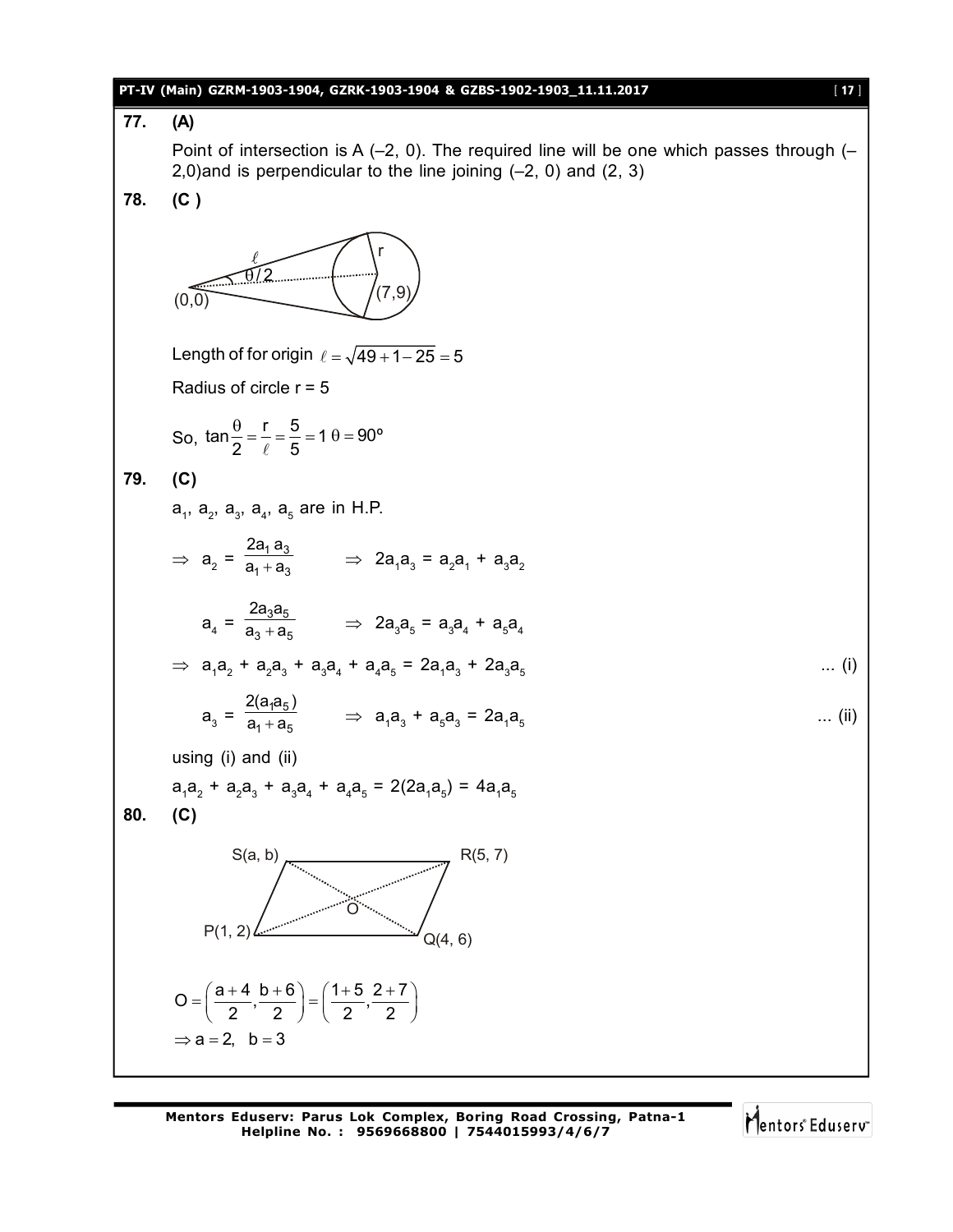**77. (A)**

Point of intersection is A (–2, 0). The required line will be one which passes through (–2,0)and is perpendicular to the line joining (–2, 0) and (2, 3)

**78. (C )**

Length of for origin $\ell = \sqrt{49 + 1 - 25} = 5$

Radius of circle r = 5

So, $\tan\frac{\theta}{2} = \frac{r}{\ell} = \frac{5}{5} = 1 \; \theta = 90^o$

**79. (C)**

$a_1, a_2, a_3, a_4, a_5$ are in H.P.

$\Rightarrow \; a_2 = \frac{2a_1 a_3}{a_1 + a_3} \qquad \Rightarrow \; 2a_1a_3 = a_2a_1 + a_3a_2$

$a_4 = \frac{2a_3a_5}{a_3 + a_5} \qquad \Rightarrow \; 2a_3a_5 = a_3a_4 + a_5a_4$

$\Rightarrow \; a_1a_2 + a_2a_3 + a_3a_4 + a_4a_5 = 2a_1a_3 + 2a_3a_5$ ... (i)

$a_3 = \frac{2(a_1a_5)}{a_1 + a_5} \qquad \Rightarrow \; a_1a_3 + a_5a_3 = 2a_1a_5$ ... (ii)

using (i) and (ii)

$a_1a_2 + a_2a_3 + a_3a_4 + a_4a_5 = 2(2a_1a_5) = 4a_1a_5$

**80. (C)**

$$O = \left(\frac{a+4}{2}, \frac{b+6}{2}\right) = \left(\frac{1+5}{2}, \frac{2+7}{2}\right)$$

$\Rightarrow a = 2, \;\; b = 3$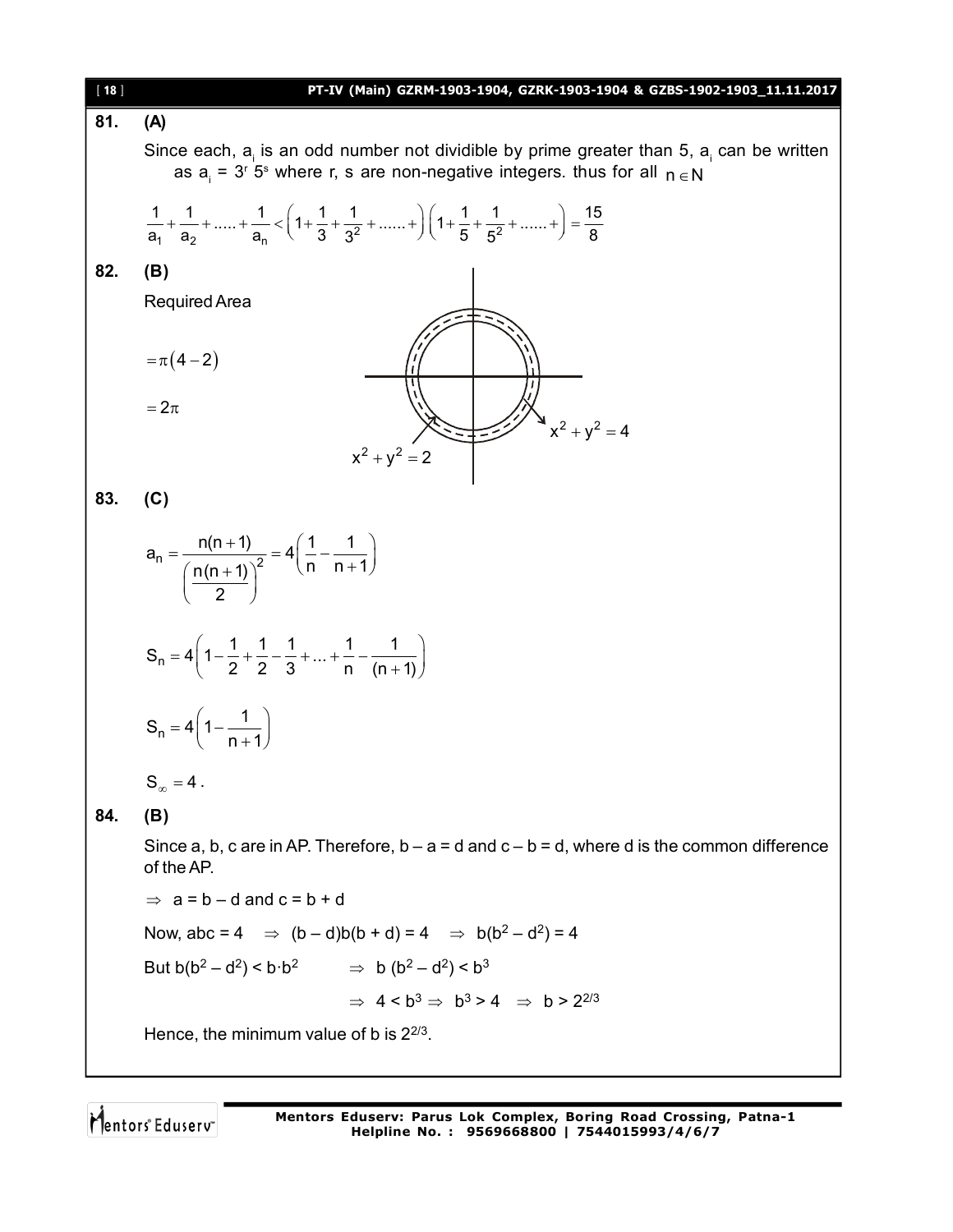**81.** **(A)**

Since each, $a_i$ is an odd number not dividible by prime greater than 5, $a_i$ can be written as $a_i = 3^r 5^s$ where r, s are non-negative integers. thus for all $n \in N$

$$\frac{1}{a_1} + \frac{1}{a_2} + ..... + \frac{1}{a_n} < \left(1 + \frac{1}{3} + \frac{1}{3^2} + ......+\right)\left(1 + \frac{1}{5} + \frac{1}{5^2} + ......+\right) = \frac{15}{8}$$

**82.** **(B)**

Required Area

$$= \pi(4 - 2)$$

$$= 2\pi$$

$x^2 + y^2 = 4$

$x^2 + y^2 = 2$

**83.** **(C)**

$$a_n = \frac{n(n+1)}{\left(\frac{n(n+1)}{2}\right)^2} = 4\left(\frac{1}{n} - \frac{1}{n+1}\right)$$

$$S_n = 4\left(1 - \frac{1}{2} + \frac{1}{2} - \frac{1}{3} + ... + \frac{1}{n} - \frac{1}{(n+1)}\right)$$

$$S_n = 4\left(1 - \frac{1}{n+1}\right)$$

$$S_\infty = 4.$$

**84.** **(B)**

Since a, b, c are in AP. Therefore, $b - a = d$ and $c - b = d$, where d is the common difference of the AP.

$\Rightarrow$ $a = b - d$ and $c = b + d$

Now, $abc = 4 \Rightarrow (b - d)b(b + d) = 4 \Rightarrow b(b^2 - d^2) = 4$

But $b(b^2 - d^2) < b \cdot b^2 \Rightarrow b(b^2 - d^2) < b^3$

$\Rightarrow 4 < b^3 \Rightarrow b^3 > 4 \Rightarrow b > 2^{2/3}$

Hence, the minimum value of b is $2^{2/3}$.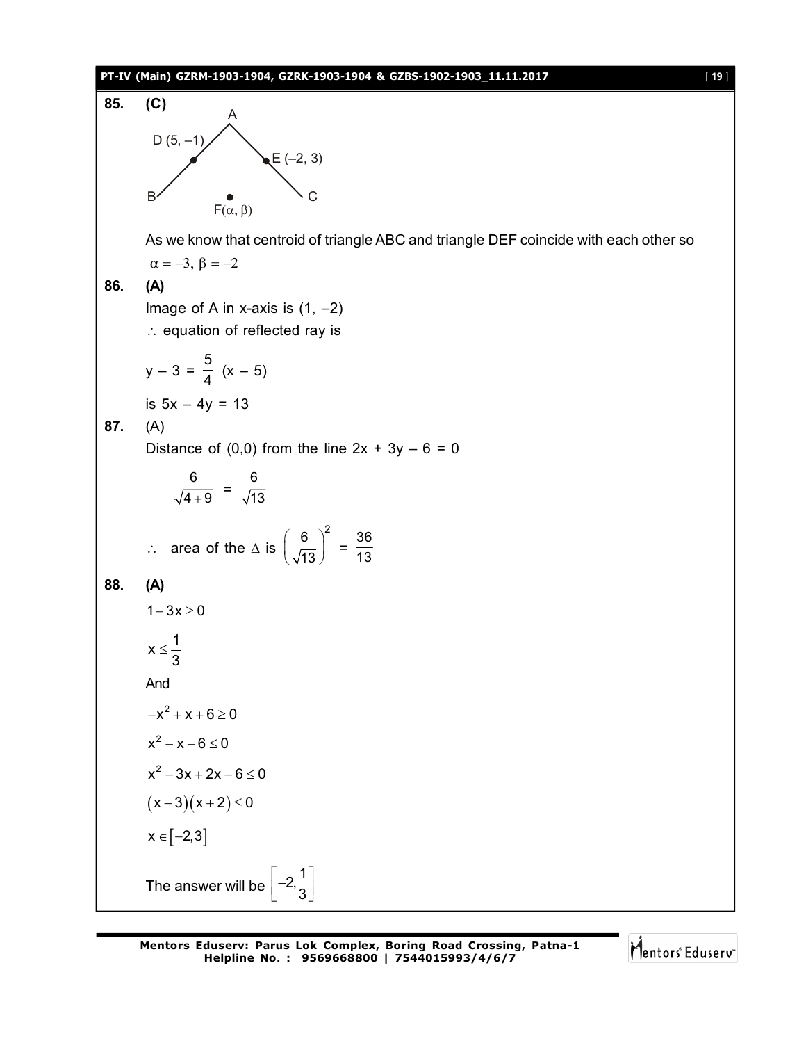**85. (C)**

A

D (5, –1)　　E (–2, 3)

B　　F($\alpha, \beta$)　　C

As we know that centroid of triangle ABC and triangle DEF coincide with each other so

$\alpha = -3,\ \beta = -2$

**86. (A)**

Image of A in x-axis is (1, –2)

$\therefore$ equation of reflected ray is

$$y - 3 = \frac{5}{4}(x - 5)$$

is $5x - 4y = 13$

**87.** (A)

Distance of (0,0) from the line $2x + 3y - 6 = 0$

$$\frac{6}{\sqrt{4+9}} = \frac{6}{\sqrt{13}}$$

$$\therefore \text{ area of the } \Delta \text{ is } \left(\frac{6}{\sqrt{13}}\right)^2 = \frac{36}{13}$$

**88. (A)**

$$1 - 3x \geq 0$$

$$x \leq \frac{1}{3}$$

And

$$-x^2 + x + 6 \geq 0$$

$$x^2 - x - 6 \leq 0$$

$$x^2 - 3x + 2x - 6 \leq 0$$

$$(x-3)(x+2) \leq 0$$

$$x \in [-2, 3]$$

The answer will be $\left[-2, \frac{1}{3}\right]$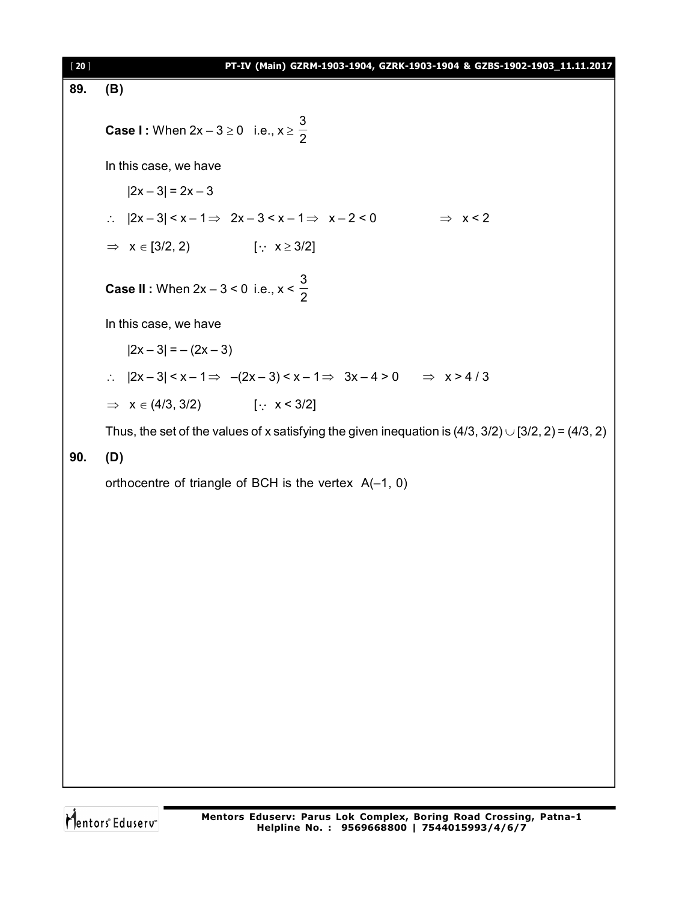**89. (B)**

**Case I :** When $2x - 3 \geq 0$ i.e., $x \geq \frac{3}{2}$

In this case, we have

$|2x - 3| = 2x - 3$

$\therefore \quad |2x - 3| < x - 1 \Rightarrow \quad 2x - 3 < x - 1 \Rightarrow \quad x - 2 < 0 \qquad \Rightarrow \quad x < 2$

$\Rightarrow \quad x \in [3/2, 2) \qquad [\because \; x \geq 3/2]$

**Case II :** When $2x - 3 < 0$ i.e., $x < \frac{3}{2}$

In this case, we have

$|2x - 3| = -(2x - 3)$

$\therefore \quad |2x - 3| < x - 1 \Rightarrow \quad -(2x - 3) < x - 1 \Rightarrow \quad 3x - 4 > 0 \qquad \Rightarrow \quad x > 4/3$

$\Rightarrow \quad x \in (4/3, 3/2) \qquad [\because \; x < 3/2]$

Thus, the set of the values of x satisfying the given inequation is $(4/3, 3/2) \cup [3/2, 2) = (4/3, 2)$

**90. (D)**

orthocentre of triangle of BCH is the vertex $A(-1, 0)$